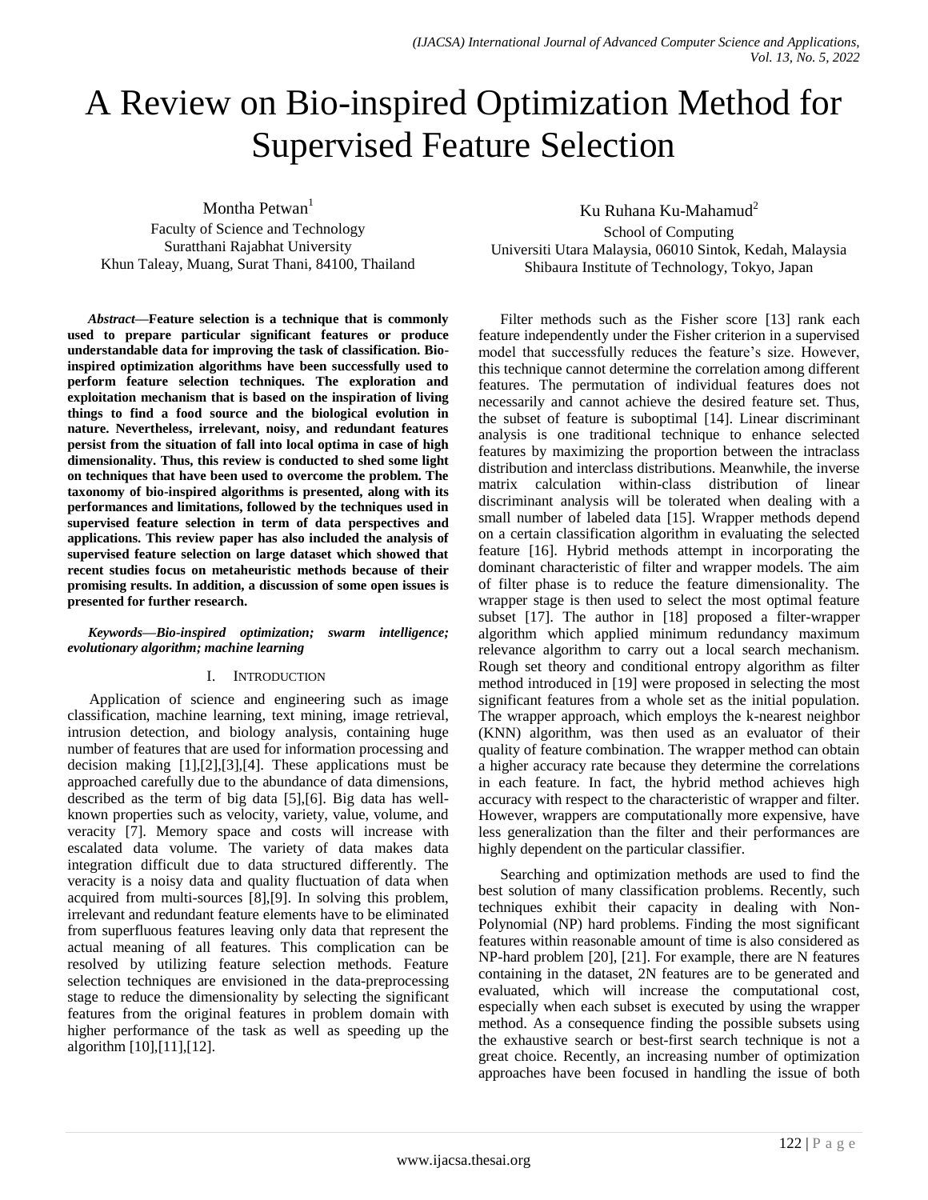# A Review on Bio-inspired Optimization Method for Supervised Feature Selection

Montha Petwan[1]
Faculty of Science and Technology
Suratthani Rajabhat University
Khun Taleay, Muang, Surat Thani, 84100, Thailand

Ku Ruhana Ku-Mahamud[2]
School of Computing
Universiti Utara Malaysia, 06010 Sintok, Kedah, Malaysia
Shibaura Institute of Technology, Tokyo, Japan

***Abstract*—Feature selection is a technique that is commonly used to prepare particular significant features or produce understandable data for improving the task of classification. Bio-inspired optimization algorithms have been successfully used to perform feature selection techniques. The exploration and exploitation mechanism that is based on the inspiration of living things to find a food source and the biological evolution in nature. Nevertheless, irrelevant, noisy, and redundant features persist from the situation of fall into local optima in case of high dimensionality. Thus, this review is conducted to shed some light on techniques that have been used to overcome the problem. The taxonomy of bio-inspired algorithms is presented, along with its performances and limitations, followed by the techniques used in supervised feature selection in term of data perspectives and applications. This review paper has also included the analysis of supervised feature selection on large dataset which showed that recent studies focus on metaheuristic methods because of their promising results. In addition, a discussion of some open issues is presented for further research.**

***Keywords*—Bio-inspired optimization; swarm intelligence; evolutionary algorithm; machine learning**

## I. Introduction

Application of science and engineering such as image classification, machine learning, text mining, image retrieval, intrusion detection, and biology analysis, containing huge number of features that are used for information processing and decision making [1],[2],[3],[4]. These applications must be approached carefully due to the abundance of data dimensions, described as the term of big data [5],[6]. Big data has well-known properties such as velocity, variety, value, volume, and veracity [7]. Memory space and costs will increase with escalated data volume. The variety of data makes data integration difficult due to data structured differently. The veracity is a noisy data and quality fluctuation of data when acquired from multi-sources [8],[9]. In solving this problem, irrelevant and redundant feature elements have to be eliminated from superfluous features leaving only data that represent the actual meaning of all features. This complication can be resolved by utilizing feature selection methods. Feature selection techniques are envisioned in the data-preprocessing stage to reduce the dimensionality by selecting the significant features from the original features in problem domain with higher performance of the task as well as speeding up the algorithm [10],[11],[12].

Filter methods such as the Fisher score [13] rank each feature independently under the Fisher criterion in a supervised model that successfully reduces the feature's size. However, this technique cannot determine the correlation among different features. The permutation of individual features does not necessarily and cannot achieve the desired feature set. Thus, the subset of feature is suboptimal [14]. Linear discriminant analysis is one traditional technique to enhance selected features by maximizing the proportion between the intraclass distribution and interclass distributions. Meanwhile, the inverse matrix calculation within-class distribution of linear discriminant analysis will be tolerated when dealing with a small number of labeled data [15]. Wrapper methods depend on a certain classification algorithm in evaluating the selected feature [16]. Hybrid methods attempt in incorporating the dominant characteristic of filter and wrapper models. The aim of filter phase is to reduce the feature dimensionality. The wrapper stage is then used to select the most optimal feature subset [17]. The author in [18] proposed a filter-wrapper algorithm which applied minimum redundancy maximum relevance algorithm to carry out a local search mechanism. Rough set theory and conditional entropy algorithm as filter method introduced in [19] were proposed in selecting the most significant features from a whole set as the initial population. The wrapper approach, which employs the k-nearest neighbor (KNN) algorithm, was then used as an evaluator of their quality of feature combination. The wrapper method can obtain a higher accuracy rate because they determine the correlations in each feature. In fact, the hybrid method achieves high accuracy with respect to the characteristic of wrapper and filter. However, wrappers are computationally more expensive, have less generalization than the filter and their performances are highly dependent on the particular classifier.

Searching and optimization methods are used to find the best solution of many classification problems. Recently, such techniques exhibit their capacity in dealing with Non-Polynomial (NP) hard problems. Finding the most significant features within reasonable amount of time is also considered as NP-hard problem [20], [21]. For example, there are N features containing in the dataset, 2N features are to be generated and evaluated, which will increase the computational cost, especially when each subset is executed by using the wrapper method. As a consequence finding the possible subsets using the exhaustive search or best-first search technique is not a great choice. Recently, an increasing number of optimization approaches have been focused in handling the issue of both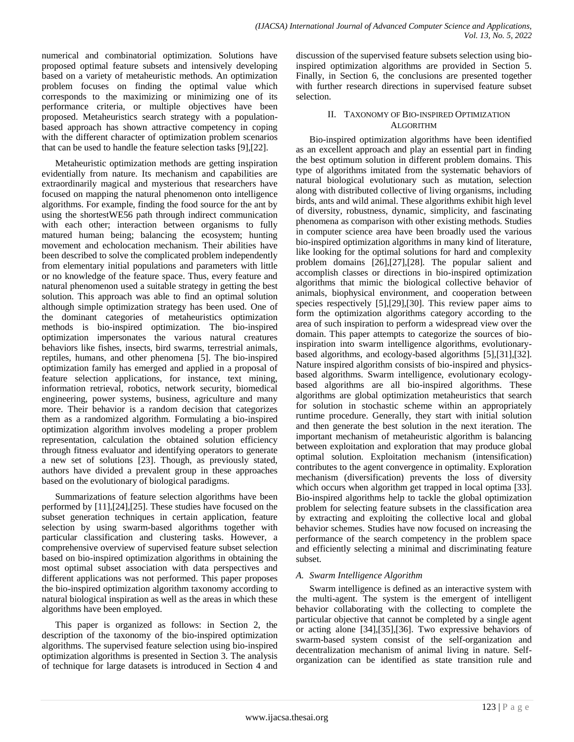numerical and combinatorial optimization. Solutions have proposed optimal feature subsets and intensively developing based on a variety of metaheuristic methods. An optimization problem focuses on finding the optimal value which corresponds to the maximizing or minimizing one of its performance criteria, or multiple objectives have been proposed. Metaheuristics search strategy with a population-based approach has shown attractive competency in coping with the different character of optimization problem scenarios that can be used to handle the feature selection tasks [9],[22].

Metaheuristic optimization methods are getting inspiration evidentially from nature. Its mechanism and capabilities are extraordinarily magical and mysterious that researchers have focused on mapping the natural phenomenon onto intelligence algorithms. For example, finding the food source for the ant by using the shortestWE56 path through indirect communication with each other; interaction between organisms to fully matured human being; balancing the ecosystem; hunting movement and echolocation mechanism. Their abilities have been described to solve the complicated problem independently from elementary initial populations and parameters with little or no knowledge of the feature space. Thus, every feature and natural phenomenon used a suitable strategy in getting the best solution. This approach was able to find an optimal solution although simple optimization strategy has been used. One of the dominant categories of metaheuristics optimization methods is bio-inspired optimization. The bio-inspired optimization impersonates the various natural creatures behaviors like fishes, insects, bird swarms, terrestrial animals, reptiles, humans, and other phenomena [5]. The bio-inspired optimization family has emerged and applied in a proposal of feature selection applications, for instance, text mining, information retrieval, robotics, network security, biomedical engineering, power systems, business, agriculture and many more. Their behavior is a random decision that categorizes them as a randomized algorithm. Formulating a bio-inspired optimization algorithm involves modeling a proper problem representation, calculation the obtained solution efficiency through fitness evaluator and identifying operators to generate a new set of solutions [23]. Though, as previously stated, authors have divided a prevalent group in these approaches based on the evolutionary of biological paradigms.

Summarizations of feature selection algorithms have been performed by [11],[24],[25]. These studies have focused on the subset generation techniques in certain application, feature selection by using swarm-based algorithms together with particular classification and clustering tasks. However, a comprehensive overview of supervised feature subset selection based on bio-inspired optimization algorithms in obtaining the most optimal subset association with data perspectives and different applications was not performed. This paper proposes the bio-inspired optimization algorithm taxonomy according to natural biological inspiration as well as the areas in which these algorithms have been employed.

This paper is organized as follows: in Section 2, the description of the taxonomy of the bio-inspired optimization algorithms. The supervised feature selection using bio-inspired optimization algorithms is presented in Section 3. The analysis of technique for large datasets is introduced in Section 4 and discussion of the supervised feature subsets selection using bio-inspired optimization algorithms are provided in Section 5. Finally, in Section 6, the conclusions are presented together with further research directions in supervised feature subset selection.

## II. Taxonomy of Bio-inspired Optimization Algorithm

Bio-inspired optimization algorithms have been identified as an excellent approach and play an essential part in finding the best optimum solution in different problem domains. This type of algorithms imitated from the systematic behaviors of natural biological evolutionary such as mutation, selection along with distributed collective of living organisms, including birds, ants and wild animal. These algorithms exhibit high level of diversity, robustness, dynamic, simplicity, and fascinating phenomena as comparison with other existing methods. Studies in computer science area have been broadly used the various bio-inspired optimization algorithms in many kind of literature, like looking for the optimal solutions for hard and complexity problem domains [26],[27],[28]. The popular salient and accomplish classes or directions in bio-inspired optimization algorithms that mimic the biological collective behavior of animals, biophysical environment, and cooperation between species respectively [5],[29],[30]. This review paper aims to form the optimization algorithms category according to the area of such inspiration to perform a widespread view over the domain. This paper attempts to categorize the sources of bio-inspiration into swarm intelligence algorithms, evolutionary-based algorithms, and ecology-based algorithms [5],[31],[32]. Nature inspired algorithm consists of bio-inspired and physics-based algorithms. Swarm intelligence, evolutionary ecology-based algorithms are all bio-inspired algorithms. These algorithms are global optimization metaheuristics that search for solution in stochastic scheme within an appropriately runtime procedure. Generally, they start with initial solution and then generate the best solution in the next iteration. The important mechanism of metaheuristic algorithm is balancing between exploitation and exploration that may produce global optimal solution. Exploitation mechanism (intensification) contributes to the agent convergence in optimality. Exploration mechanism (diversification) prevents the loss of diversity which occurs when algorithm get trapped in local optima [33]. Bio-inspired algorithms help to tackle the global optimization problem for selecting feature subsets in the classification area by extracting and exploiting the collective local and global behavior schemes. Studies have now focused on increasing the performance of the search competency in the problem space and efficiently selecting a minimal and discriminating feature subset.

### A. Swarm Intelligence Algorithm

Swarm intelligence is defined as an interactive system with the multi-agent. The system is the emergent of intelligent behavior collaborating with the collecting to complete the particular objective that cannot be completed by a single agent or acting alone [34],[35],[36]. Two expressive behaviors of swarm-based system consist of the self-organization and decentralization mechanism of animal living in nature. Self-organization can be identified as state transition rule and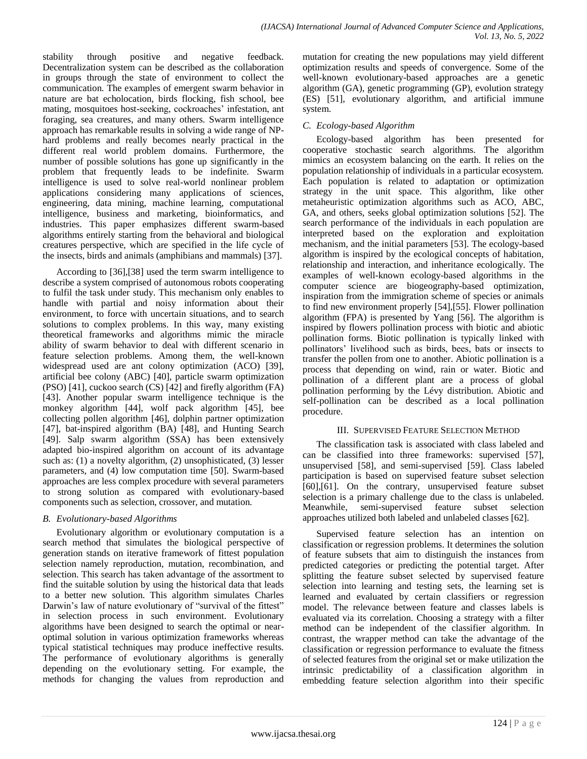stability through positive and negative feedback. Decentralization system can be described as the collaboration in groups through the state of environment to collect the communication. The examples of emergent swarm behavior in nature are bat echolocation, birds flocking, fish school, bee mating, mosquitoes host-seeking, cockroaches' infestation, ant foraging, sea creatures, and many others. Swarm intelligence approach has remarkable results in solving a wide range of NP-hard problems and really becomes nearly practical in the different real world problem domains. Furthermore, the number of possible solutions has gone up significantly in the problem that frequently leads to be indefinite. Swarm intelligence is used to solve real-world nonlinear problem applications considering many applications of sciences, engineering, data mining, machine learning, computational intelligence, business and marketing, bioinformatics, and industries. This paper emphasizes different swarm-based algorithms entirely starting from the behavioral and biological creatures perspective, which are specified in the life cycle of the insects, birds and animals (amphibians and mammals) [37].

According to [36],[38] used the term swarm intelligence to describe a system comprised of autonomous robots cooperating to fulfil the task under study. This mechanism only enables to handle with partial and noisy information about their environment, to force with uncertain situations, and to search solutions to complex problems. In this way, many existing theoretical frameworks and algorithms mimic the miracle ability of swarm behavior to deal with different scenario in feature selection problems. Among them, the well-known widespread used are ant colony optimization (ACO) [39], artificial bee colony (ABC) [40], particle swarm optimization (PSO) [41], cuckoo search (CS) [42] and firefly algorithm (FA) [43]. Another popular swarm intelligence technique is the monkey algorithm [44], wolf pack algorithm [45], bee collecting pollen algorithm [46], dolphin partner optimization [47], bat-inspired algorithm (BA) [48], and Hunting Search [49]. Salp swarm algorithm (SSA) has been extensively adapted bio-inspired algorithm on account of its advantage such as: (1) a novelty algorithm, (2) unsophisticated, (3) lesser parameters, and (4) low computation time [50]. Swarm-based approaches are less complex procedure with several parameters to strong solution as compared with evolutionary-based components such as selection, crossover, and mutation.

### *B. Evolutionary-based Algorithms*

Evolutionary algorithm or evolutionary computation is a search method that simulates the biological perspective of generation stands on iterative framework of fittest population selection namely reproduction, mutation, recombination, and selection. This search has taken advantage of the assortment to find the suitable solution by using the historical data that leads to a better new solution. This algorithm simulates Charles Darwin's law of nature evolutionary of "survival of the fittest" in selection process in such environment. Evolutionary algorithms have been designed to search the optimal or near-optimal solution in various optimization frameworks whereas typical statistical techniques may produce ineffective results. The performance of evolutionary algorithms is generally depending on the evolutionary setting. For example, the methods for changing the values from reproduction and mutation for creating the new populations may yield different optimization results and speeds of convergence. Some of the well-known evolutionary-based approaches are a genetic algorithm (GA), genetic programming (GP), evolution strategy (ES) [51], evolutionary algorithm, and artificial immune system.

### *C. Ecology-based Algorithm*

Ecology-based algorithm has been presented for cooperative stochastic search algorithms. The algorithm mimics an ecosystem balancing on the earth. It relies on the population relationship of individuals in a particular ecosystem. Each population is related to adaptation or optimization strategy in the unit space. This algorithm, like other metaheuristic optimization algorithms such as ACO, ABC, GA, and others, seeks global optimization solutions [52]. The search performance of the individuals in each population are interpreted based on the exploration and exploitation mechanism, and the initial parameters [53]. The ecology-based algorithm is inspired by the ecological concepts of habitation, relationship and interaction, and inheritance ecologically. The examples of well-known ecology-based algorithms in the computer science are biogeography-based optimization, inspiration from the immigration scheme of species or animals to find new environment properly [54],[55]. Flower pollination algorithm (FPA) is presented by Yang [56]. The algorithm is inspired by flowers pollination process with biotic and abiotic pollination forms. Biotic pollination is typically linked with pollinators' livelihood such as birds, bees, bats or insects to transfer the pollen from one to another. Abiotic pollination is a process that depending on wind, rain or water. Biotic and pollination of a different plant are a process of global pollination performing by the Lévy distribution. Abiotic and self-pollination can be described as a local pollination procedure.

## III. Supervised Feature Selection Method

The classification task is associated with class labeled and can be classified into three frameworks: supervised [57], unsupervised [58], and semi-supervised [59]. Class labeled participation is based on supervised feature subset selection [60],[61]. On the contrary, unsupervised feature subset selection is a primary challenge due to the class is unlabeled. Meanwhile, semi-supervised feature subset selection approaches utilized both labeled and unlabeled classes [62].

Supervised feature selection has an intention on classification or regression problems. It determines the solution of feature subsets that aim to distinguish the instances from predicted categories or predicting the potential target. After splitting the feature subset selected by supervised feature selection into learning and testing sets, the learning set is learned and evaluated by certain classifiers or regression model. The relevance between feature and classes labels is evaluated via its correlation. Choosing a strategy with a filter method can be independent of the classifier algorithm. In contrast, the wrapper method can take the advantage of the classification or regression performance to evaluate the fitness of selected features from the original set or make utilization the intrinsic predictability of a classification algorithm in embedding feature selection algorithm into their specific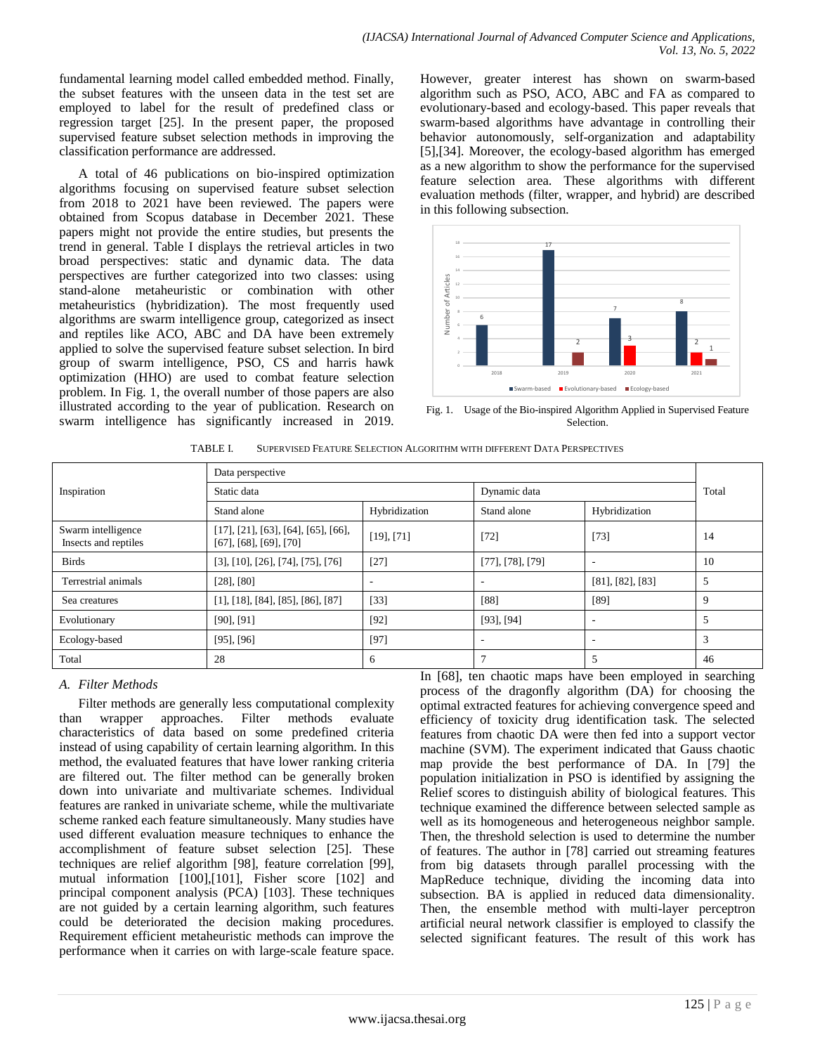fundamental learning model called embedded method. Finally, the subset features with the unseen data in the test set are employed to label for the result of predefined class or regression target [25]. In the present paper, the proposed supervised feature subset selection methods in improving the classification performance are addressed.

A total of 46 publications on bio-inspired optimization algorithms focusing on supervised feature subset selection from 2018 to 2021 have been reviewed. The papers were obtained from Scopus database in December 2021. These papers might not provide the entire studies, but presents the trend in general. Table I displays the retrieval articles in two broad perspectives: static and dynamic data. The data perspectives are further categorized into two classes: using stand-alone metaheuristic or combination with other metaheuristics (hybridization). The most frequently used algorithms are swarm intelligence group, categorized as insect and reptiles like ACO, ABC and DA have been extremely applied to solve the supervised feature subset selection. In bird group of swarm intelligence, PSO, CS and harris hawk optimization (HHO) are used to combat feature selection problem. In Fig. 1, the overall number of those papers are also illustrated according to the year of publication. Research on swarm intelligence has significantly increased in 2019. However, greater interest has shown on swarm-based algorithm such as PSO, ACO, ABC and FA as compared to evolutionary-based and ecology-based. This paper reveals that swarm-based algorithms have advantage in controlling their behavior autonomously, self-organization and adaptability [5],[34]. Moreover, the ecology-based algorithm has emerged as a new algorithm to show the performance for the supervised feature selection area. These algorithms with different evaluation methods (filter, wrapper, and hybrid) are described in this following subsection.

Fig. 1. Usage of the Bio-inspired Algorithm Applied in Supervised Feature Selection.

TABLE I. SUPERVISED FEATURE SELECTION ALGORITHM WITH DIFFERENT DATA PERSPECTIVES

| Inspiration | Data perspective | | | | Total |
|---|---|---|---|---|---|
| | Static data | | Dynamic data | | |
| | Stand alone | Hybridization | Stand alone | Hybridization | |
| Swarm intelligence Insects and reptiles | [17], [21], [63], [64], [65], [66], [67], [68], [69], [70] | [19], [71] | [72] | [73] | 14 |
| Birds | [3], [10], [26], [74], [75], [76] | [27] | [77], [78], [79] | - | 10 |
| Terrestrial animals | [28], [80] | - | - | [81], [82], [83] | 5 |
| Sea creatures | [1], [18], [84], [85], [86], [87] | [33] | [88] | [89] | 9 |
| Evolutionary | [90], [91] | [92] | [93], [94] | - | 5 |
| Ecology-based | [95], [96] | [97] | - | - | 3 |
| Total | 28 | 6 | 7 | 5 | 46 |

### A. Filter Methods

Filter methods are generally less computational complexity than wrapper approaches. Filter methods evaluate characteristics of data based on some predefined criteria instead of using capability of certain learning algorithm. In this method, the evaluated features that have lower ranking criteria are filtered out. The filter method can be generally broken down into univariate and multivariate schemes. Individual features are ranked in univariate scheme, while the multivariate scheme ranked each feature simultaneously. Many studies have used different evaluation measure techniques to enhance the accomplishment of feature subset selection [25]. These techniques are relief algorithm [98], feature correlation [99], mutual information [100],[101], Fisher score [102] and principal component analysis (PCA) [103]. These techniques are not guided by a certain learning algorithm, such features could be deteriorated the decision making procedures. Requirement efficient metaheuristic methods can improve the performance when it carries on with large-scale feature space.

In [68], ten chaotic maps have been employed in searching process of the dragonfly algorithm (DA) for choosing the optimal extracted features for achieving convergence speed and efficiency of toxicity drug identification task. The selected features from chaotic DA were then fed into a support vector machine (SVM). The experiment indicated that Gauss chaotic map provide the best performance of DA. In [79] the population initialization in PSO is identified by assigning the Relief scores to distinguish ability of biological features. This technique examined the difference between selected sample as well as its homogeneous and heterogeneous neighbor sample. Then, the threshold selection is used to determine the number of features. The author in [78] carried out streaming features from big datasets through parallel processing with the MapReduce technique, dividing the incoming data into subsection. BA is applied in reduced data dimensionality. Then, the ensemble method with multi-layer perceptron artificial neural network classifier is employed to classify the selected significant features. The result of this work has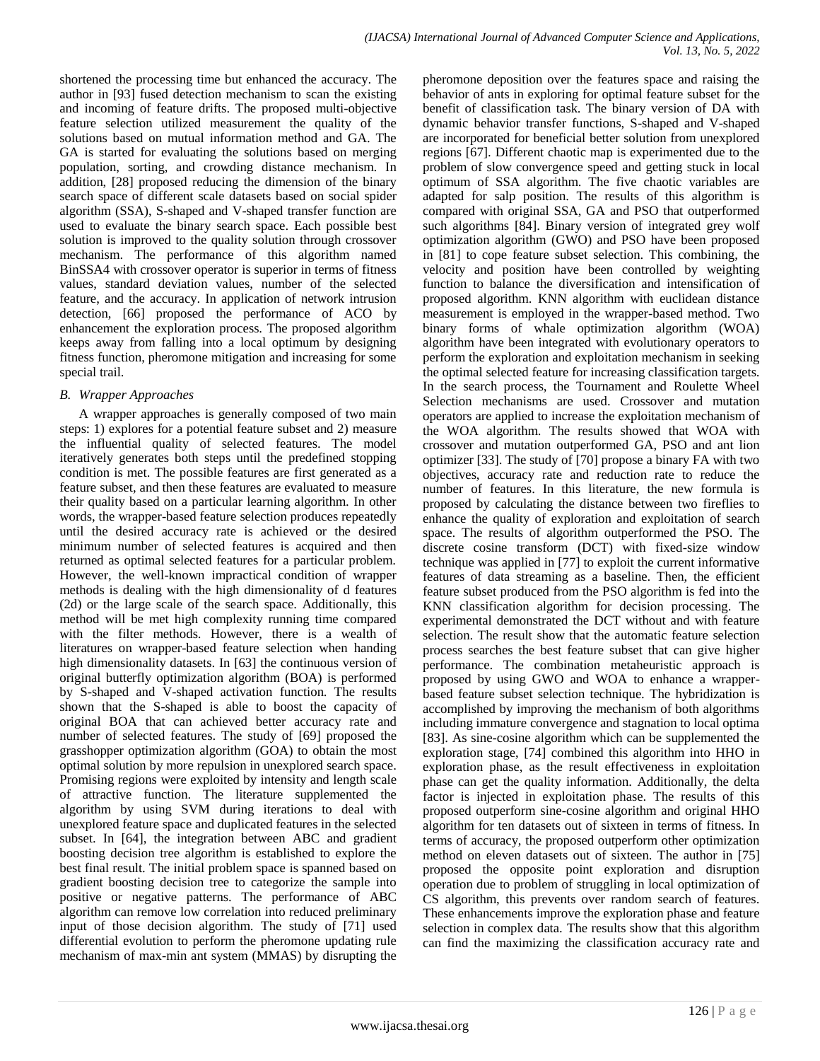shortened the processing time but enhanced the accuracy. The author in [93] fused detection mechanism to scan the existing and incoming of feature drifts. The proposed multi-objective feature selection utilized measurement the quality of the solutions based on mutual information method and GA. The GA is started for evaluating the solutions based on merging population, sorting, and crowding distance mechanism. In addition, [28] proposed reducing the dimension of the binary search space of different scale datasets based on social spider algorithm (SSA), S-shaped and V-shaped transfer function are used to evaluate the binary search space. Each possible best solution is improved to the quality solution through crossover mechanism. The performance of this algorithm named BinSSA4 with crossover operator is superior in terms of fitness values, standard deviation values, number of the selected feature, and the accuracy. In application of network intrusion detection, [66] proposed the performance of ACO by enhancement the exploration process. The proposed algorithm keeps away from falling into a local optimum by designing fitness function, pheromone mitigation and increasing for some special trail.

### *B. Wrapper Approaches*

A wrapper approaches is generally composed of two main steps: 1) explores for a potential feature subset and 2) measure the influential quality of selected features. The model iteratively generates both steps until the predefined stopping condition is met. The possible features are first generated as a feature subset, and then these features are evaluated to measure their quality based on a particular learning algorithm. In other words, the wrapper-based feature selection produces repeatedly until the desired accuracy rate is achieved or the desired minimum number of selected features is acquired and then returned as optimal selected features for a particular problem. However, the well-known impractical condition of wrapper methods is dealing with the high dimensionality of d features (2d) or the large scale of the search space. Additionally, this method will be met high complexity running time compared with the filter methods. However, there is a wealth of literatures on wrapper-based feature selection when handing high dimensionality datasets. In [63] the continuous version of original butterfly optimization algorithm (BOA) is performed by S-shaped and V-shaped activation function. The results shown that the S-shaped is able to boost the capacity of original BOA that can achieved better accuracy rate and number of selected features. The study of [69] proposed the grasshopper optimization algorithm (GOA) to obtain the most optimal solution by more repulsion in unexplored search space. Promising regions were exploited by intensity and length scale of attractive function. The literature supplemented the algorithm by using SVM during iterations to deal with unexplored feature space and duplicated features in the selected subset. In [64], the integration between ABC and gradient boosting decision tree algorithm is established to explore the best final result. The initial problem space is spanned based on gradient boosting decision tree to categorize the sample into positive or negative patterns. The performance of ABC algorithm can remove low correlation into reduced preliminary input of those decision algorithm. The study of [71] used differential evolution to perform the pheromone updating rule mechanism of max-min ant system (MMAS) by disrupting the pheromone deposition over the features space and raising the behavior of ants in exploring for optimal feature subset for the benefit of classification task. The binary version of DA with dynamic behavior transfer functions, S-shaped and V-shaped are incorporated for beneficial better solution from unexplored regions [67]. Different chaotic map is experimented due to the problem of slow convergence speed and getting stuck in local optimum of SSA algorithm. The five chaotic variables are adapted for salp position. The results of this algorithm is compared with original SSA, GA and PSO that outperformed such algorithms [84]. Binary version of integrated grey wolf optimization algorithm (GWO) and PSO have been proposed in [81] to cope feature subset selection. This combining, the velocity and position have been controlled by weighting function to balance the diversification and intensification of proposed algorithm. KNN algorithm with euclidean distance measurement is employed in the wrapper-based method. Two binary forms of whale optimization algorithm (WOA) algorithm have been integrated with evolutionary operators to perform the exploration and exploitation mechanism in seeking the optimal selected feature for increasing classification targets. In the search process, the Tournament and Roulette Wheel Selection mechanisms are used. Crossover and mutation operators are applied to increase the exploitation mechanism of the WOA algorithm. The results showed that WOA with crossover and mutation outperformed GA, PSO and ant lion optimizer [33]. The study of [70] propose a binary FA with two objectives, accuracy rate and reduction rate to reduce the number of features. In this literature, the new formula is proposed by calculating the distance between two fireflies to enhance the quality of exploration and exploitation of search space. The results of algorithm outperformed the PSO. The discrete cosine transform (DCT) with fixed-size window technique was applied in [77] to exploit the current informative features of data streaming as a baseline. Then, the efficient feature subset produced from the PSO algorithm is fed into the KNN classification algorithm for decision processing. The experimental demonstrated the DCT without and with feature selection. The result show that the automatic feature selection process searches the best feature subset that can give higher performance. The combination metaheuristic approach is proposed by using GWO and WOA to enhance a wrapper-based feature subset selection technique. The hybridization is accomplished by improving the mechanism of both algorithms including immature convergence and stagnation to local optima [83]. As sine-cosine algorithm which can be supplemented the exploration stage, [74] combined this algorithm into HHO in exploration phase, as the result effectiveness in exploitation phase can get the quality information. Additionally, the delta factor is injected in exploitation phase. The results of this proposed outperform sine-cosine algorithm and original HHO algorithm for ten datasets out of sixteen in terms of fitness. In terms of accuracy, the proposed outperform other optimization method on eleven datasets out of sixteen. The author in [75] proposed the opposite point exploration and disruption operation due to problem of struggling in local optimization of CS algorithm, this prevents over random search of features. These enhancements improve the exploration phase and feature selection in complex data. The results show that this algorithm can find the maximizing the classification accuracy rate and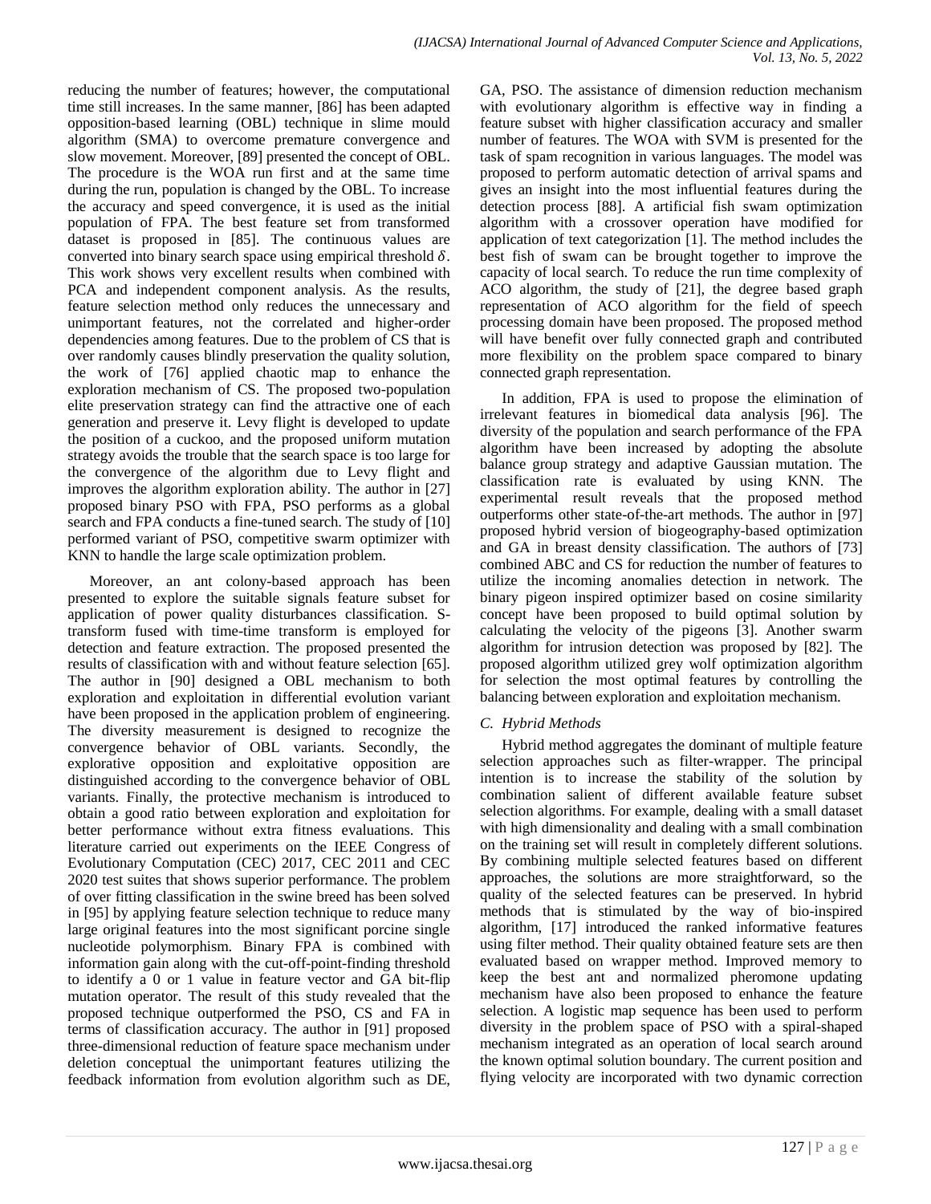reducing the number of features; however, the computational time still increases. In the same manner, [86] has been adapted opposition-based learning (OBL) technique in slime mould algorithm (SMA) to overcome premature convergence and slow movement. Moreover, [89] presented the concept of OBL. The procedure is the WOA run first and at the same time during the run, population is changed by the OBL. To increase the accuracy and speed convergence, it is used as the initial population of FPA. The best feature set from transformed dataset is proposed in [85]. The continuous values are converted into binary search space using empirical threshold $\delta$. This work shows very excellent results when combined with PCA and independent component analysis. As the results, feature selection method only reduces the unnecessary and unimportant features, not the correlated and higher-order dependencies among features. Due to the problem of CS that is over randomly causes blindly preservation the quality solution, the work of [76] applied chaotic map to enhance the exploration mechanism of CS. The proposed two-population elite preservation strategy can find the attractive one of each generation and preserve it. Levy flight is developed to update the position of a cuckoo, and the proposed uniform mutation strategy avoids the trouble that the search space is too large for the convergence of the algorithm due to Levy flight and improves the algorithm exploration ability. The author in [27] proposed binary PSO with FPA, PSO performs as a global search and FPA conducts a fine-tuned search. The study of [10] performed variant of PSO, competitive swarm optimizer with KNN to handle the large scale optimization problem.

Moreover, an ant colony-based approach has been presented to explore the suitable signals feature subset for application of power quality disturbances classification. S-transform fused with time-time transform is employed for detection and feature extraction. The proposed presented the results of classification with and without feature selection [65]. The author in [90] designed a OBL mechanism to both exploration and exploitation in differential evolution variant have been proposed in the application problem of engineering. The diversity measurement is designed to recognize the convergence behavior of OBL variants. Secondly, the explorative opposition and exploitative opposition are distinguished according to the convergence behavior of OBL variants. Finally, the protective mechanism is introduced to obtain a good ratio between exploration and exploitation for better performance without extra fitness evaluations. This literature carried out experiments on the IEEE Congress of Evolutionary Computation (CEC) 2017, CEC 2011 and CEC 2020 test suites that shows superior performance. The problem of over fitting classification in the swine breed has been solved in [95] by applying feature selection technique to reduce many large original features into the most significant porcine single nucleotide polymorphism. Binary FPA is combined with information gain along with the cut-off-point-finding threshold to identify a 0 or 1 value in feature vector and GA bit-flip mutation operator. The result of this study revealed that the proposed technique outperformed the PSO, CS and FA in terms of classification accuracy. The author in [91] proposed three-dimensional reduction of feature space mechanism under deletion conceptual the unimportant features utilizing the feedback information from evolution algorithm such as DE, GA, PSO. The assistance of dimension reduction mechanism with evolutionary algorithm is effective way in finding a feature subset with higher classification accuracy and smaller number of features. The WOA with SVM is presented for the task of spam recognition in various languages. The model was proposed to perform automatic detection of arrival spams and gives an insight into the most influential features during the detection process [88]. A artificial fish swam optimization algorithm with a crossover operation have modified for application of text categorization [1]. The method includes the best fish of swam can be brought together to improve the capacity of local search. To reduce the run time complexity of ACO algorithm, the study of [21], the degree based graph representation of ACO algorithm for the field of speech processing domain have been proposed. The proposed method will have benefit over fully connected graph and contributed more flexibility on the problem space compared to binary connected graph representation.

In addition, FPA is used to propose the elimination of irrelevant features in biomedical data analysis [96]. The diversity of the population and search performance of the FPA algorithm have been increased by adopting the absolute balance group strategy and adaptive Gaussian mutation. The classification rate is evaluated by using KNN. The experimental result reveals that the proposed method outperforms other state-of-the-art methods. The author in [97] proposed hybrid version of biogeography-based optimization and GA in breast density classification. The authors of [73] combined ABC and CS for reduction the number of features to utilize the incoming anomalies detection in network. The binary pigeon inspired optimizer based on cosine similarity concept have been proposed to build optimal solution by calculating the velocity of the pigeons [3]. Another swarm algorithm for intrusion detection was proposed by [82]. The proposed algorithm utilized grey wolf optimization algorithm for selection the most optimal features by controlling the balancing between exploration and exploitation mechanism.

### *C. Hybrid Methods*

Hybrid method aggregates the dominant of multiple feature selection approaches such as filter-wrapper. The principal intention is to increase the stability of the solution by combination salient of different available feature subset selection algorithms. For example, dealing with a small dataset with high dimensionality and dealing with a small combination on the training set will result in completely different solutions. By combining multiple selected features based on different approaches, the solutions are more straightforward, so the quality of the selected features can be preserved. In hybrid methods that is stimulated by the way of bio-inspired algorithm, [17] introduced the ranked informative features using filter method. Their quality obtained feature sets are then evaluated based on wrapper method. Improved memory to keep the best ant and normalized pheromone updating mechanism have also been proposed to enhance the feature selection. A logistic map sequence has been used to perform diversity in the problem space of PSO with a spiral-shaped mechanism integrated as an operation of local search around the known optimal solution boundary. The current position and flying velocity are incorporated with two dynamic correction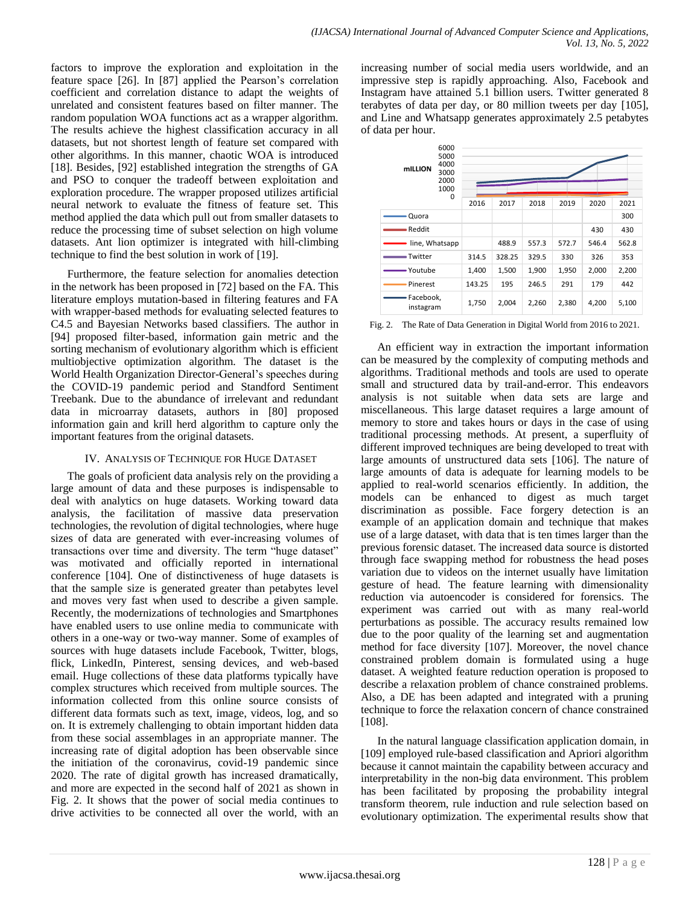factors to improve the exploration and exploitation in the feature space [26]. In [87] applied the Pearson's correlation coefficient and correlation distance to adapt the weights of unrelated and consistent features based on filter manner. The random population WOA functions act as a wrapper algorithm. The results achieve the highest classification accuracy in all datasets, but not shortest length of feature set compared with other algorithms. In this manner, chaotic WOA is introduced [18]. Besides, [92] established integration the strengths of GA and PSO to conquer the tradeoff between exploitation and exploration procedure. The wrapper proposed utilizes artificial neural network to evaluate the fitness of feature set. This method applied the data which pull out from smaller datasets to reduce the processing time of subset selection on high volume datasets. Ant lion optimizer is integrated with hill-climbing technique to find the best solution in work of [19].

Furthermore, the feature selection for anomalies detection in the network has been proposed in [72] based on the FA. This literature employs mutation-based in filtering features and FA with wrapper-based methods for evaluating selected features to C4.5 and Bayesian Networks based classifiers. The author in [94] proposed filter-based, information gain metric and the sorting mechanism of evolutionary algorithm which is efficient multiobjective optimization algorithm. The dataset is the World Health Organization Director-General's speeches during the COVID-19 pandemic period and Standford Sentiment Treebank. Due to the abundance of irrelevant and redundant data in microarray datasets, authors in [80] proposed information gain and krill herd algorithm to capture only the important features from the original datasets.

## IV. Analysis of Technique for Huge Dataset

The goals of proficient data analysis rely on the providing a large amount of data and these purposes is indispensable to deal with analytics on huge datasets. Working toward data analysis, the facilitation of massive data preservation technologies, the revolution of digital technologies, where huge sizes of data are generated with ever-increasing volumes of transactions over time and diversity. The term "huge dataset" was motivated and officially reported in international conference [104]. One of distinctiveness of huge datasets is that the sample size is generated greater than petabytes level and moves very fast when used to describe a given sample. Recently, the modernizations of technologies and Smartphones have enabled users to use online media to communicate with others in a one-way or two-way manner. Some of examples of sources with huge datasets include Facebook, Twitter, blogs, flick, LinkedIn, Pinterest, sensing devices, and web-based email. Huge collections of these data platforms typically have complex structures which received from multiple sources. The information collected from this online source consists of different data formats such as text, image, videos, log, and so on. It is extremely challenging to obtain important hidden data from these social assemblages in an appropriate manner. The increasing rate of digital adoption has been observable since the initiation of the coronavirus, covid-19 pandemic since 2020. The rate of digital growth has increased dramatically, and more are expected in the second half of 2021 as shown in Fig. 2. It shows that the power of social media continues to drive activities to be connected all over the world, with an increasing number of social media users worldwide, and an impressive step is rapidly approaching. Also, Facebook and Instagram have attained 5.1 billion users. Twitter generated 8 terabytes of data per day, or 80 million tweets per day [105], and Line and Whatsapp generates approximately 2.5 petabytes of data per hour.

| mILLION | 2016 | 2017 | 2018 | 2019 | 2020 | 2021 |
|---|---|---|---|---|---|---|
| Quora | | | | | | 300 |
| Reddit | | | | | 430 | 430 |
| line, Whatsapp | | 488.9 | 557.3 | 572.7 | 546.4 | 562.8 |
| Twitter | 314.5 | 328.25 | 329.5 | 330 | 326 | 353 |
| Youtube | 1,400 | 1,500 | 1,900 | 1,950 | 2,000 | 2,200 |
| Pinerest | 143.25 | 195 | 246.5 | 291 | 179 | 442 |
| Facebook, instagram | 1,750 | 2,004 | 2,260 | 2,380 | 4,200 | 5,100 |

Fig. 2. The Rate of Data Generation in Digital World from 2016 to 2021.

An efficient way in extraction the important information can be measured by the complexity of computing methods and algorithms. Traditional methods and tools are used to operate small and structured data by trail-and-error. This endeavors analysis is not suitable when data sets are large and miscellaneous. This large dataset requires a large amount of memory to store and takes hours or days in the case of using traditional processing methods. At present, a superfluity of different improved techniques are being developed to treat with large amounts of unstructured data sets [106]. The nature of large amounts of data is adequate for learning models to be applied to real-world scenarios efficiently. In addition, the models can be enhanced to digest as much target discrimination as possible. Face forgery detection is an example of an application domain and technique that makes use of a large dataset, with data that is ten times larger than the previous forensic dataset. The increased data source is distorted through face swapping method for robustness the head poses variation due to videos on the internet usually have limitation gesture of head. The feature learning with dimensionality reduction via autoencoder is considered for forensics. The experiment was carried out with as many real-world perturbations as possible. The accuracy results remained low due to the poor quality of the learning set and augmentation method for face diversity [107]. Moreover, the novel chance constrained problem domain is formulated using a huge dataset. A weighted feature reduction operation is proposed to describe a relaxation problem of chance constrained problems. Also, a DE has been adapted and integrated with a pruning technique to force the relaxation concern of chance constrained [108].

In the natural language classification application domain, in [109] employed rule-based classification and Apriori algorithm because it cannot maintain the capability between accuracy and interpretability in the non-big data environment. This problem has been facilitated by proposing the probability integral transform theorem, rule induction and rule selection based on evolutionary optimization. The experimental results show that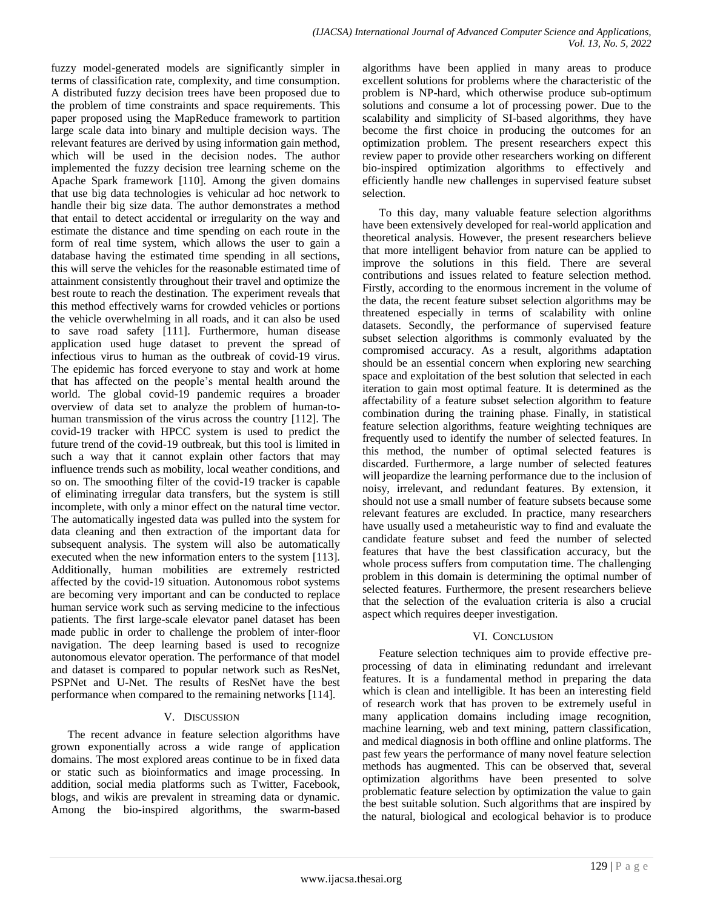fuzzy model-generated models are significantly simpler in terms of classification rate, complexity, and time consumption. A distributed fuzzy decision trees have been proposed due to the problem of time constraints and space requirements. This paper proposed using the MapReduce framework to partition large scale data into binary and multiple decision ways. The relevant features are derived by using information gain method, which will be used in the decision nodes. The author implemented the fuzzy decision tree learning scheme on the Apache Spark framework [110]. Among the given domains that use big data technologies is vehicular ad hoc network to handle their big size data. The author demonstrates a method that entail to detect accidental or irregularity on the way and estimate the distance and time spending on each route in the form of real time system, which allows the user to gain a database having the estimated time spending in all sections, this will serve the vehicles for the reasonable estimated time of attainment consistently throughout their travel and optimize the best route to reach the destination. The experiment reveals that this method effectively warns for crowded vehicles or portions the vehicle overwhelming in all roads, and it can also be used to save road safety [111]. Furthermore, human disease application used huge dataset to prevent the spread of infectious virus to human as the outbreak of covid-19 virus. The epidemic has forced everyone to stay and work at home that has affected on the people's mental health around the world. The global covid-19 pandemic requires a broader overview of data set to analyze the problem of human-to-human transmission of the virus across the country [112]. The covid-19 tracker with HPCC system is used to predict the future trend of the covid-19 outbreak, but this tool is limited in such a way that it cannot explain other factors that may influence trends such as mobility, local weather conditions, and so on. The smoothing filter of the covid-19 tracker is capable of eliminating irregular data transfers, but the system is still incomplete, with only a minor effect on the natural time vector. The automatically ingested data was pulled into the system for data cleaning and then extraction of the important data for subsequent analysis. The system will also be automatically executed when the new information enters to the system [113]. Additionally, human mobilities are extremely restricted affected by the covid-19 situation. Autonomous robot systems are becoming very important and can be conducted to replace human service work such as serving medicine to the infectious patients. The first large-scale elevator panel dataset has been made public in order to challenge the problem of inter-floor navigation. The deep learning based is used to recognize autonomous elevator operation. The performance of that model and dataset is compared to popular network such as ResNet, PSPNet and U-Net. The results of ResNet have the best performance when compared to the remaining networks [114].

## V. Discussion

The recent advance in feature selection algorithms have grown exponentially across a wide range of application domains. The most explored areas continue to be in fixed data or static such as bioinformatics and image processing. In addition, social media platforms such as Twitter, Facebook, blogs, and wikis are prevalent in streaming data or dynamic. Among the bio-inspired algorithms, the swarm-based algorithms have been applied in many areas to produce excellent solutions for problems where the characteristic of the problem is NP-hard, which otherwise produce sub-optimum solutions and consume a lot of processing power. Due to the scalability and simplicity of SI-based algorithms, they have become the first choice in producing the outcomes for an optimization problem. The present researchers expect this review paper to provide other researchers working on different bio-inspired optimization algorithms to effectively and efficiently handle new challenges in supervised feature subset selection.

To this day, many valuable feature selection algorithms have been extensively developed for real-world application and theoretical analysis. However, the present researchers believe that more intelligent behavior from nature can be applied to improve the solutions in this field. There are several contributions and issues related to feature selection method. Firstly, according to the enormous increment in the volume of the data, the recent feature subset selection algorithms may be threatened especially in terms of scalability with online datasets. Secondly, the performance of supervised feature subset selection algorithms is commonly evaluated by the compromised accuracy. As a result, algorithms adaptation should be an essential concern when exploring new searching space and exploitation of the best solution that selected in each iteration to gain most optimal feature. It is determined as the affectability of a feature subset selection algorithm to feature combination during the training phase. Finally, in statistical feature selection algorithms, feature weighting techniques are frequently used to identify the number of selected features. In this method, the number of optimal selected features is discarded. Furthermore, a large number of selected features will jeopardize the learning performance due to the inclusion of noisy, irrelevant, and redundant features. By extension, it should not use a small number of feature subsets because some relevant features are excluded. In practice, many researchers have usually used a metaheuristic way to find and evaluate the candidate feature subset and feed the number of selected features that have the best classification accuracy, but the whole process suffers from computation time. The challenging problem in this domain is determining the optimal number of selected features. Furthermore, the present researchers believe that the selection of the evaluation criteria is also a crucial aspect which requires deeper investigation.

## VI. Conclusion

Feature selection techniques aim to provide effective pre-processing of data in eliminating redundant and irrelevant features. It is a fundamental method in preparing the data which is clean and intelligible. It has been an interesting field of research work that has proven to be extremely useful in many application domains including image recognition, machine learning, web and text mining, pattern classification, and medical diagnosis in both offline and online platforms. The past few years the performance of many novel feature selection methods has augmented. This can be observed that, several optimization algorithms have been presented to solve problematic feature selection by optimization the value to gain the best suitable solution. Such algorithms that are inspired by the natural, biological and ecological behavior is to produce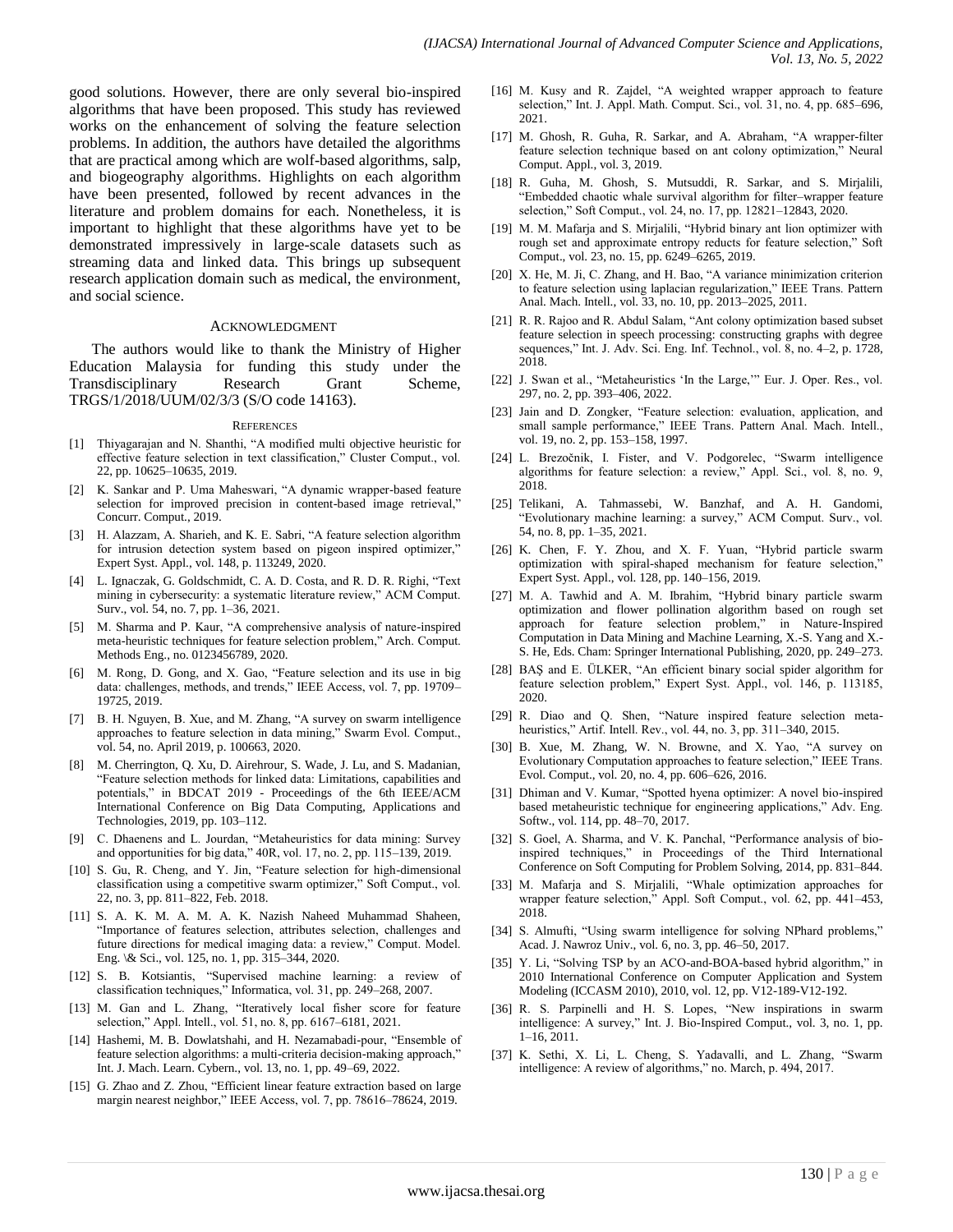good solutions. However, there are only several bio-inspired algorithms that have been proposed. This study has reviewed works on the enhancement of solving the feature selection problems. In addition, the authors have detailed the algorithms that are practical among which are wolf-based algorithms, salp, and biogeography algorithms. Highlights on each algorithm have been presented, followed by recent advances in the literature and problem domains for each. Nonetheless, it is important to highlight that these algorithms have yet to be demonstrated impressively in large-scale datasets such as streaming data and linked data. This brings up subsequent research application domain such as medical, the environment, and social science.

## ACKNOWLEDGMENT

The authors would like to thank the Ministry of Higher Education Malaysia for funding this study under the Transdisciplinary Research Grant Scheme, TRGS/1/2018/UUM/02/3/3 (S/O code 14163).

## REFERENCES

[1] Thiyagarajan and N. Shanthi, "A modified multi objective heuristic for effective feature selection in text classification," Cluster Comput., vol. 22, pp. 10625–10635, 2019.

[2] K. Sankar and P. Uma Maheswari, "A dynamic wrapper-based feature selection for improved precision in content-based image retrieval," Concurr. Comput., 2019.

[3] H. Alazzam, A. Sharieh, and K. E. Sabri, "A feature selection algorithm for intrusion detection system based on pigeon inspired optimizer," Expert Syst. Appl., vol. 148, p. 113249, 2020.

[4] L. Ignaczak, G. Goldschmidt, C. A. D. Costa, and R. D. R. Righi, "Text mining in cybersecurity: a systematic literature review," ACM Comput. Surv., vol. 54, no. 7, pp. 1–36, 2021.

[5] M. Sharma and P. Kaur, "A comprehensive analysis of nature-inspired meta-heuristic techniques for feature selection problem," Arch. Comput. Methods Eng., no. 0123456789, 2020.

[6] M. Rong, D. Gong, and X. Gao, "Feature selection and its use in big data: challenges, methods, and trends," IEEE Access, vol. 7, pp. 19709–19725, 2019.

[7] B. H. Nguyen, B. Xue, and M. Zhang, "A survey on swarm intelligence approaches to feature selection in data mining," Swarm Evol. Comput., vol. 54, no. April 2019, p. 100663, 2020.

[8] M. Cherrington, Q. Xu, D. Airehrour, S. Wade, J. Lu, and S. Madanian, "Feature selection methods for linked data: Limitations, capabilities and potentials," in BDCAT 2019 - Proceedings of the 6th IEEE/ACM International Conference on Big Data Computing, Applications and Technologies, 2019, pp. 103–112.

[9] C. Dhaenens and L. Jourdan, "Metaheuristics for data mining: Survey and opportunities for big data," 4OR, vol. 17, no. 2, pp. 115–139, 2019.

[10] S. Gu, R. Cheng, and Y. Jin, "Feature selection for high-dimensional classification using a competitive swarm optimizer," Soft Comput., vol. 22, no. 3, pp. 811–822, Feb. 2018.

[11] S. A. K. M. A. M. A. K. Nazish Naheed Muhammad Shaheen, "Importance of features selection, attributes selection, challenges and future directions for medical imaging data: a review," Comput. Model. Eng. \& Sci., vol. 125, no. 1, pp. 315–344, 2020.

[12] S. B. Kotsiantis, "Supervised machine learning: a review of classification techniques," Informatica, vol. 31, pp. 249–268, 2007.

[13] M. Gan and L. Zhang, "Iteratively local fisher score for feature selection," Appl. Intell., vol. 51, no. 8, pp. 6167–6181, 2021.

[14] Hashemi, M. B. Dowlatshahi, and H. Nezamabadi-pour, "Ensemble of feature selection algorithms: a multi-criteria decision-making approach," Int. J. Mach. Learn. Cybern., vol. 13, no. 1, pp. 49–69, 2022.

[15] G. Zhao and Z. Zhou, "Efficient linear feature extraction based on large margin nearest neighbor," IEEE Access, vol. 7, pp. 78616–78624, 2019.

[16] M. Kusy and R. Zajdel, "A weighted wrapper approach to feature selection," Int. J. Appl. Math. Comput. Sci., vol. 31, no. 4, pp. 685–696, 2021.

[17] M. Ghosh, R. Guha, R. Sarkar, and A. Abraham, "A wrapper-filter feature selection technique based on ant colony optimization," Neural Comput. Appl., vol. 3, 2019.

[18] R. Guha, M. Ghosh, S. Mutsuddi, R. Sarkar, and S. Mirjalili, "Embedded chaotic whale survival algorithm for filter–wrapper feature selection," Soft Comput., vol. 24, no. 17, pp. 12821–12843, 2020.

[19] M. M. Mafarja and S. Mirjalili, "Hybrid binary ant lion optimizer with rough set and approximate entropy reducts for feature selection," Soft Comput., vol. 23, no. 15, pp. 6249–6265, 2019.

[20] X. He, M. Ji, C. Zhang, and H. Bao, "A variance minimization criterion to feature selection using laplacian regularization," IEEE Trans. Pattern Anal. Mach. Intell., vol. 33, no. 10, pp. 2013–2025, 2011.

[21] R. R. Rajoo and R. Abdul Salam, "Ant colony optimization based subset feature selection in speech processing: constructing graphs with degree sequences," Int. J. Adv. Sci. Eng. Inf. Technol., vol. 8, no. 4–2, p. 1728, 2018.

[22] J. Swan et al., "Metaheuristics 'In the Large,'" Eur. J. Oper. Res., vol. 297, no. 2, pp. 393–406, 2022.

[23] Jain and D. Zongker, "Feature selection: evaluation, application, and small sample performance," IEEE Trans. Pattern Anal. Mach. Intell., vol. 19, no. 2, pp. 153–158, 1997.

[24] L. Brezočnik, I. Fister, and V. Podgorelec, "Swarm intelligence algorithms for feature selection: a review," Appl. Sci., vol. 8, no. 9, 2018.

[25] Telikani, A. Tahmassebi, W. Banzhaf, and A. H. Gandomi, "Evolutionary machine learning: a survey," ACM Comput. Surv., vol. 54, no. 8, pp. 1–35, 2021.

[26] K. Chen, F. Y. Zhou, and X. F. Yuan, "Hybrid particle swarm optimization with spiral-shaped mechanism for feature selection," Expert Syst. Appl., vol. 128, pp. 140–156, 2019.

[27] M. A. Tawhid and A. M. Ibrahim, "Hybrid binary particle swarm optimization and flower pollination algorithm based on rough set approach for feature selection problem," in Nature-Inspired Computation in Data Mining and Machine Learning, X.-S. Yang and X.-S. He, Eds. Cham: Springer International Publishing, 2020, pp. 249–273.

[28] BAŞ and E. ÜLKER, "An efficient binary social spider algorithm for feature selection problem," Expert Syst. Appl., vol. 146, p. 113185, 2020.

[29] R. Diao and Q. Shen, "Nature inspired feature selection meta-heuristics," Artif. Intell. Rev., vol. 44, no. 3, pp. 311–340, 2015.

[30] B. Xue, M. Zhang, W. N. Browne, and X. Yao, "A survey on Evolutionary Computation approaches to feature selection," IEEE Trans. Evol. Comput., vol. 20, no. 4, pp. 606–626, 2016.

[31] Dhiman and V. Kumar, "Spotted hyena optimizer: A novel bio-inspired based metaheuristic technique for engineering applications," Adv. Eng. Softw., vol. 114, pp. 48–70, 2017.

[32] S. Goel, A. Sharma, and V. K. Panchal, "Performance analysis of bio-inspired techniques," in Proceedings of the Third International Conference on Soft Computing for Problem Solving, 2014, pp. 831–844.

[33] M. Mafarja and S. Mirjalili, "Whale optimization approaches for wrapper feature selection," Appl. Soft Comput., vol. 62, pp. 441–453, 2018.

[34] S. Almufti, "Using swarm intelligence for solving NPhard problems," Acad. J. Nawroz Univ., vol. 6, no. 3, pp. 46–50, 2017.

[35] Y. Li, "Solving TSP by an ACO-and-BOA-based hybrid algorithm," in 2010 International Conference on Computer Application and System Modeling (ICCASM 2010), 2010, vol. 12, pp. V12-189-V12-192.

[36] R. S. Parpinelli and H. S. Lopes, "New inspirations in swarm intelligence: A survey," Int. J. Bio-Inspired Comput., vol. 3, no. 1, pp. 1–16, 2011.

[37] K. Sethi, X. Li, L. Cheng, S. Yadavalli, and L. Zhang, "Swarm intelligence: A review of algorithms," no. March, p. 494, 2017.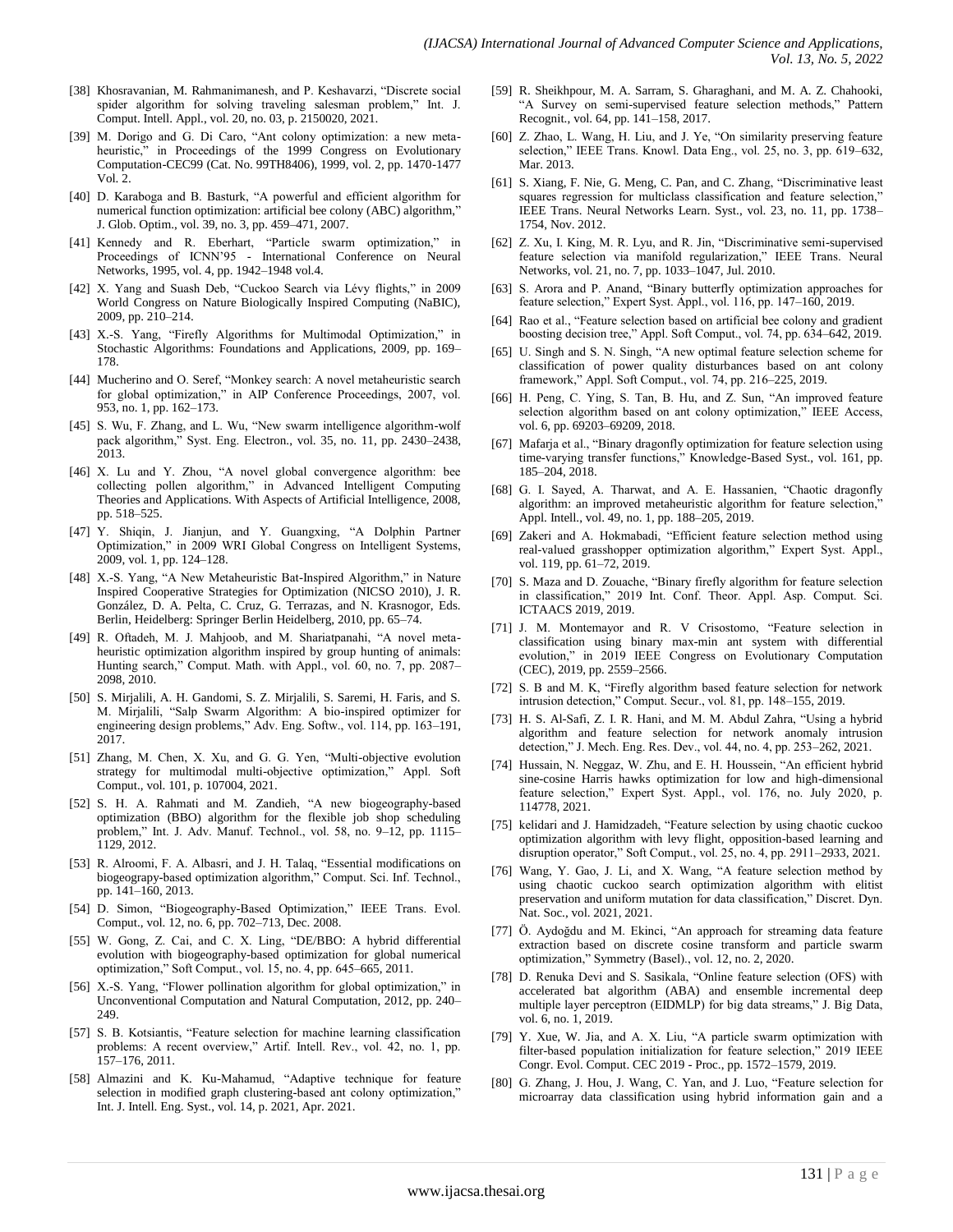[38] Khosravanian, M. Rahmanimanesh, and P. Keshavarzi, "Discrete social spider algorithm for solving traveling salesman problem," Int. J. Comput. Intell. Appl., vol. 20, no. 03, p. 2150020, 2021.

[39] M. Dorigo and G. Di Caro, "Ant colony optimization: a new meta-heuristic," in Proceedings of the 1999 Congress on Evolutionary Computation-CEC99 (Cat. No. 99TH8406), 1999, vol. 2, pp. 1470-1477 Vol. 2.

[40] D. Karaboga and B. Basturk, "A powerful and efficient algorithm for numerical function optimization: artificial bee colony (ABC) algorithm," J. Glob. Optim., vol. 39, no. 3, pp. 459–471, 2007.

[41] Kennedy and R. Eberhart, "Particle swarm optimization," in Proceedings of ICNN'95 - International Conference on Neural Networks, 1995, vol. 4, pp. 1942–1948 vol.4.

[42] X. Yang and Suash Deb, "Cuckoo Search via Lévy flights," in 2009 World Congress on Nature Biologically Inspired Computing (NaBIC), 2009, pp. 210–214.

[43] X.-S. Yang, "Firefly Algorithms for Multimodal Optimization," in Stochastic Algorithms: Foundations and Applications, 2009, pp. 169–178.

[44] Mucherino and O. Seref, "Monkey search: A novel metaheuristic search for global optimization," in AIP Conference Proceedings, 2007, vol. 953, no. 1, pp. 162–173.

[45] S. Wu, F. Zhang, and L. Wu, "New swarm intelligence algorithm-wolf pack algorithm," Syst. Eng. Electron., vol. 35, no. 11, pp. 2430–2438, 2013.

[46] X. Lu and Y. Zhou, "A novel global convergence algorithm: bee collecting pollen algorithm," in Advanced Intelligent Computing Theories and Applications. With Aspects of Artificial Intelligence, 2008, pp. 518–525.

[47] Y. Shiqin, J. Jianjun, and Y. Guangxing, "A Dolphin Partner Optimization," in 2009 WRI Global Congress on Intelligent Systems, 2009, vol. 1, pp. 124–128.

[48] X.-S. Yang, "A New Metaheuristic Bat-Inspired Algorithm," in Nature Inspired Cooperative Strategies for Optimization (NICSO 2010), J. R. González, D. A. Pelta, C. Cruz, G. Terrazas, and N. Krasnogor, Eds. Berlin, Heidelberg: Springer Berlin Heidelberg, 2010, pp. 65–74.

[49] R. Oftadeh, M. J. Mahjoob, and M. Shariatpanahi, "A novel meta-heuristic optimization algorithm inspired by group hunting of animals: Hunting search," Comput. Math. with Appl., vol. 60, no. 7, pp. 2087–2098, 2010.

[50] S. Mirjalili, A. H. Gandomi, S. Z. Mirjalili, S. Saremi, H. Faris, and S. M. Mirjalili, "Salp Swarm Algorithm: A bio-inspired optimizer for engineering design problems," Adv. Eng. Softw., vol. 114, pp. 163–191, 2017.

[51] Zhang, M. Chen, X. Xu, and G. G. Yen, "Multi-objective evolution strategy for multimodal multi-objective optimization," Appl. Soft Comput., vol. 101, p. 107004, 2021.

[52] S. H. A. Rahmati and M. Zandieh, "A new biogeography-based optimization (BBO) algorithm for the flexible job shop scheduling problem," Int. J. Adv. Manuf. Technol., vol. 58, no. 9–12, pp. 1115–1129, 2012.

[53] R. Alroomi, F. A. Albasri, and J. H. Talaq, "Essential modifications on biogeograpy-based optimization algorithm," Comput. Sci. Inf. Technol., pp. 141–160, 2013.

[54] D. Simon, "Biogeography-Based Optimization," IEEE Trans. Evol. Comput., vol. 12, no. 6, pp. 702–713, Dec. 2008.

[55] W. Gong, Z. Cai, and C. X. Ling, "DE/BBO: A hybrid differential evolution with biogeography-based optimization for global numerical optimization," Soft Comput., vol. 15, no. 4, pp. 645–665, 2011.

[56] X.-S. Yang, "Flower pollination algorithm for global optimization," in Unconventional Computation and Natural Computation, 2012, pp. 240–249.

[57] S. B. Kotsiantis, "Feature selection for machine learning classification problems: A recent overview," Artif. Intell. Rev., vol. 42, no. 1, pp. 157–176, 2011.

[58] Almazini and K. Ku-Mahamud, "Adaptive technique for feature selection in modified graph clustering-based ant colony optimization," Int. J. Intell. Eng. Syst., vol. 14, p. 2021, Apr. 2021.

[59] R. Sheikhpour, M. A. Sarram, S. Gharaghani, and M. A. Z. Chahooki, "A Survey on semi-supervised feature selection methods," Pattern Recognit., vol. 64, pp. 141–158, 2017.

[60] Z. Zhao, L. Wang, H. Liu, and J. Ye, "On similarity preserving feature selection," IEEE Trans. Knowl. Data Eng., vol. 25, no. 3, pp. 619–632, Mar. 2013.

[61] S. Xiang, F. Nie, G. Meng, C. Pan, and C. Zhang, "Discriminative least squares regression for multiclass classification and feature selection," IEEE Trans. Neural Networks Learn. Syst., vol. 23, no. 11, pp. 1738–1754, Nov. 2012.

[62] Z. Xu, I. King, M. R. Lyu, and R. Jin, "Discriminative semi-supervised feature selection via manifold regularization," IEEE Trans. Neural Networks, vol. 21, no. 7, pp. 1033–1047, Jul. 2010.

[63] S. Arora and P. Anand, "Binary butterfly optimization approaches for feature selection," Expert Syst. Appl., vol. 116, pp. 147–160, 2019.

[64] Rao et al., "Feature selection based on artificial bee colony and gradient boosting decision tree," Appl. Soft Comput., vol. 74, pp. 634–642, 2019.

[65] U. Singh and S. N. Singh, "A new optimal feature selection scheme for classification of power quality disturbances based on ant colony framework," Appl. Soft Comput., vol. 74, pp. 216–225, 2019.

[66] H. Peng, C. Ying, S. Tan, B. Hu, and Z. Sun, "An improved feature selection algorithm based on ant colony optimization," IEEE Access, vol. 6, pp. 69203–69209, 2018.

[67] Mafarja et al., "Binary dragonfly optimization for feature selection using time-varying transfer functions," Knowledge-Based Syst., vol. 161, pp. 185–204, 2018.

[68] G. I. Sayed, A. Tharwat, and A. E. Hassanien, "Chaotic dragonfly algorithm: an improved metaheuristic algorithm for feature selection," Appl. Intell., vol. 49, no. 1, pp. 188–205, 2019.

[69] Zakeri and A. Hokmabadi, "Efficient feature selection method using real-valued grasshopper optimization algorithm," Expert Syst. Appl., vol. 119, pp. 61–72, 2019.

[70] S. Maza and D. Zouache, "Binary firefly algorithm for feature selection in classification," 2019 Int. Conf. Theor. Appl. Asp. Comput. Sci. ICTAACS 2019, 2019.

[71] J. M. Montemayor and R. V Crisostomo, "Feature selection in classification using binary max-min ant system with differential evolution," in 2019 IEEE Congress on Evolutionary Computation (CEC), 2019, pp. 2559–2566.

[72] S. B and M. K, "Firefly algorithm based feature selection for network intrusion detection," Comput. Secur., vol. 81, pp. 148–155, 2019.

[73] H. S. Al-Safi, Z. I. R. Hani, and M. M. Abdul Zahra, "Using a hybrid algorithm and feature selection for network anomaly intrusion detection," J. Mech. Eng. Res. Dev., vol. 44, no. 4, pp. 253–262, 2021.

[74] Hussain, N. Neggaz, W. Zhu, and E. H. Houssein, "An efficient hybrid sine-cosine Harris hawks optimization for low and high-dimensional feature selection," Expert Syst. Appl., vol. 176, no. July 2020, p. 114778, 2021.

[75] kelidari and J. Hamidzadeh, "Feature selection by using chaotic cuckoo optimization algorithm with levy flight, opposition-based learning and disruption operator," Soft Comput., vol. 25, no. 4, pp. 2911–2933, 2021.

[76] Wang, Y. Gao, J. Li, and X. Wang, "A feature selection method by using chaotic cuckoo search optimization algorithm with elitist preservation and uniform mutation for data classification," Discret. Dyn. Nat. Soc., vol. 2021, 2021.

[77] Ö. Aydoğdu and M. Ekinci, "An approach for streaming data feature extraction based on discrete cosine transform and particle swarm optimization," Symmetry (Basel)., vol. 12, no. 2, 2020.

[78] D. Renuka Devi and S. Sasikala, "Online feature selection (OFS) with accelerated bat algorithm (ABA) and ensemble incremental deep multiple layer perceptron (EIDMLP) for big data streams," J. Big Data, vol. 6, no. 1, 2019.

[79] Y. Xue, W. Jia, and A. X. Liu, "A particle swarm optimization with filter-based population initialization for feature selection," 2019 IEEE Congr. Evol. Comput. CEC 2019 - Proc., pp. 1572–1579, 2019.

[80] G. Zhang, J. Hou, J. Wang, C. Yan, and J. Luo, "Feature selection for microarray data classification using hybrid information gain and a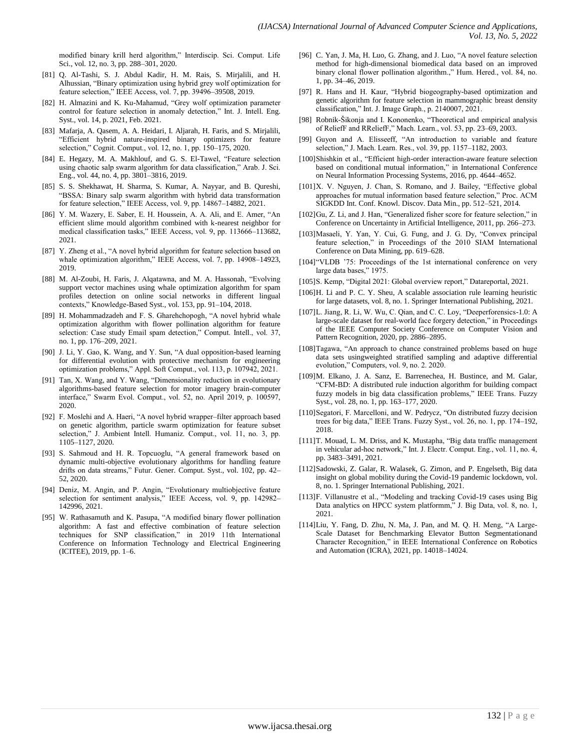modified binary krill herd algorithm," Interdiscip. Sci. Comput. Life Sci., vol. 12, no. 3, pp. 288–301, 2020.

[81] Q. Al-Tashi, S. J. Abdul Kadir, H. M. Rais, S. Mirjalili, and H. Alhussian, "Binary optimization using hybrid grey wolf optimization for feature selection," IEEE Access, vol. 7, pp. 39496–39508, 2019.

[82] H. Almazini and K. Ku-Mahamud, "Grey wolf optimization parameter control for feature selection in anomaly detection," Int. J. Intell. Eng. Syst., vol. 14, p. 2021, Feb. 2021.

[83] Mafarja, A. Qasem, A. A. Heidari, I. Aljarah, H. Faris, and S. Mirjalili, "Efficient hybrid nature-inspired binary optimizers for feature selection," Cognit. Comput., vol. 12, no. 1, pp. 150–175, 2020.

[84] E. Hegazy, M. A. Makhlouf, and G. S. El-Tawel, "Feature selection using chaotic salp swarm algorithm for data classification," Arab. J. Sci. Eng., vol. 44, no. 4, pp. 3801–3816, 2019.

[85] S. S. Shekhawat, H. Sharma, S. Kumar, A. Nayyar, and B. Qureshi, "BSSA: Binary salp swarm algorithm with hybrid data transformation for feature selection," IEEE Access, vol. 9, pp. 14867–14882, 2021.

[86] Y. M. Wazery, E. Saber, E. H. Houssein, A. A. Ali, and E. Amer, "An efficient slime mould algorithm combined with k-nearest neighbor for medical classification tasks," IEEE Access, vol. 9, pp. 113666–113682, 2021.

[87] Y. Zheng et al., "A novel hybrid algorithm for feature selection based on whale optimization algorithm," IEEE Access, vol. 7, pp. 14908–14923, 2019.

[88] M. Al-Zoubi, H. Faris, J. Alqatawna, and M. A. Hassonah, "Evolving support vector machines using whale optimization algorithm for spam profiles detection on online social networks in different lingual contexts," Knowledge-Based Syst., vol. 153, pp. 91–104, 2018.

[89] H. Mohammadzadeh and F. S. Gharehchopogh, "A novel hybrid whale optimization algorithm with flower pollination algorithm for feature selection: Case study Email spam detection," Comput. Intell., vol. 37, no. 1, pp. 176–209, 2021.

[90] J. Li, Y. Gao, K. Wang, and Y. Sun, "A dual opposition-based learning for differential evolution with protective mechanism for engineering optimization problems," Appl. Soft Comput., vol. 113, p. 107942, 2021.

[91] Tan, X. Wang, and Y. Wang, "Dimensionality reduction in evolutionary algorithms-based feature selection for motor imagery brain-computer interface," Swarm Evol. Comput., vol. 52, no. April 2019, p. 100597, 2020.

[92] F. Moslehi and A. Haeri, "A novel hybrid wrapper–filter approach based on genetic algorithm, particle swarm optimization for feature subset selection," J. Ambient Intell. Humaniz. Comput., vol. 11, no. 3, pp. 1105–1127, 2020.

[93] S. Sahmoud and H. R. Topcuoglu, "A general framework based on dynamic multi-objective evolutionary algorithms for handling feature drifts on data streams," Futur. Gener. Comput. Syst., vol. 102, pp. 42–52, 2020.

[94] Deniz, M. Angin, and P. Angin, "Evolutionary multiobjective feature selection for sentiment analysis," IEEE Access, vol. 9, pp. 142982–142996, 2021.

[95] W. Rathasamuth and K. Pasupa, "A modified binary flower pollination algorithm: A fast and effective combination of feature selection techniques for SNP classification," in 2019 11th International Conference on Information Technology and Electrical Engineering (ICITEE), 2019, pp. 1–6.

[96] C. Yan, J. Ma, H. Luo, G. Zhang, and J. Luo, "A novel feature selection method for high-dimensional biomedical data based on an improved binary clonal flower pollination algorithm.," Hum. Hered., vol. 84, no. 1, pp. 34–46, 2019.

[97] R. Hans and H. Kaur, "Hybrid biogeography-based optimization and genetic algorithm for feature selection in mammographic breast density classification," Int. J. Image Graph., p. 2140007, 2021.

[98] Robnik-Šikonja and I. Kononenko, "Theoretical and empirical analysis of ReliefF and RReliefF," Mach. Learn., vol. 53, pp. 23–69, 2003.

[99] Guyon and A. Elisseeff, "An introduction to variable and feature selection," J. Mach. Learn. Res., vol. 39, pp. 1157–1182, 2003.

[100] Shishkin et al., "Efficient high-order interaction-aware feature selection based on conditional mutual information," in International Conference on Neural Information Processing Systems, 2016, pp. 4644–4652.

[101] X. V. Nguyen, J. Chan, S. Romano, and J. Bailey, "Effective global approaches for mutual information based feature selection," Proc. ACM SIGKDD Int. Conf. Knowl. Discov. Data Min., pp. 512–521, 2014.

[102] Gu, Z. Li, and J. Han, "Generalized fisher score for feature selection," in Conference on Uncertainty in Artificial Intelligence, 2011, pp. 266–273.

[103] Masaeli, Y. Yan, Y. Cui, G. Fung, and J. G. Dy, "Convex principal feature selection," in Proceedings of the 2010 SIAM International Conference on Data Mining, pp. 619–628.

[104] "VLDB '75: Proceedings of the 1st international conference on very large data bases," 1975.

[105] S. Kemp, "Digital 2021: Global overview report," Datareportal, 2021.

[106] H. Li and P. C. Y. Sheu, A scalable association rule learning heuristic for large datasets, vol. 8, no. 1. Springer International Publishing, 2021.

[107] L. Jiang, R. Li, W. Wu, C. Qian, and C. C. Loy, "Deeperforensics-1.0: A large-scale dataset for real-world face forgery detection," in Proceedings of the IEEE Computer Society Conference on Computer Vision and Pattern Recognition, 2020, pp. 2886–2895.

[108] Tagawa, "An approach to chance constrained problems based on huge data sets usingweighted stratified sampling and adaptive differential evolution," Computers, vol. 9, no. 2. 2020.

[109] M. Elkano, J. A. Sanz, E. Barrenechea, H. Bustince, and M. Galar, "CFM-BD: A distributed rule induction algorithm for building compact fuzzy models in big data classification problems," IEEE Trans. Fuzzy Syst., vol. 28, no. 1, pp. 163–177, 2020.

[110] Segatori, F. Marcelloni, and W. Pedrycz, "On distributed fuzzy decision trees for big data," IEEE Trans. Fuzzy Syst., vol. 26, no. 1, pp. 174–192, 2018.

[111] T. Mouad, L. M. Driss, and K. Mustapha, "Big data traffic management in vehicular ad-hoc network," Int. J. Electr. Comput. Eng., vol. 11, no. 4, pp. 3483–3491, 2021.

[112] Sadowski, Z. Galar, R. Walasek, G. Zimon, and P. Engelseth, Big data insight on global mobility during the Covid-19 pandemic lockdown, vol. 8, no. 1. Springer International Publishing, 2021.

[113] F. Villanustre et al., "Modeling and tracking Covid-19 cases using Big Data analytics on HPCC system platformm," J. Big Data, vol. 8, no. 1, 2021.

[114] Liu, Y. Fang, D. Zhu, N. Ma, J. Pan, and M. Q. H. Meng, "A Large-Scale Dataset for Benchmarking Elevator Button Segmentationand Character Recognition," in IEEE International Conference on Robotics and Automation (ICRA), 2021, pp. 14018–14024.